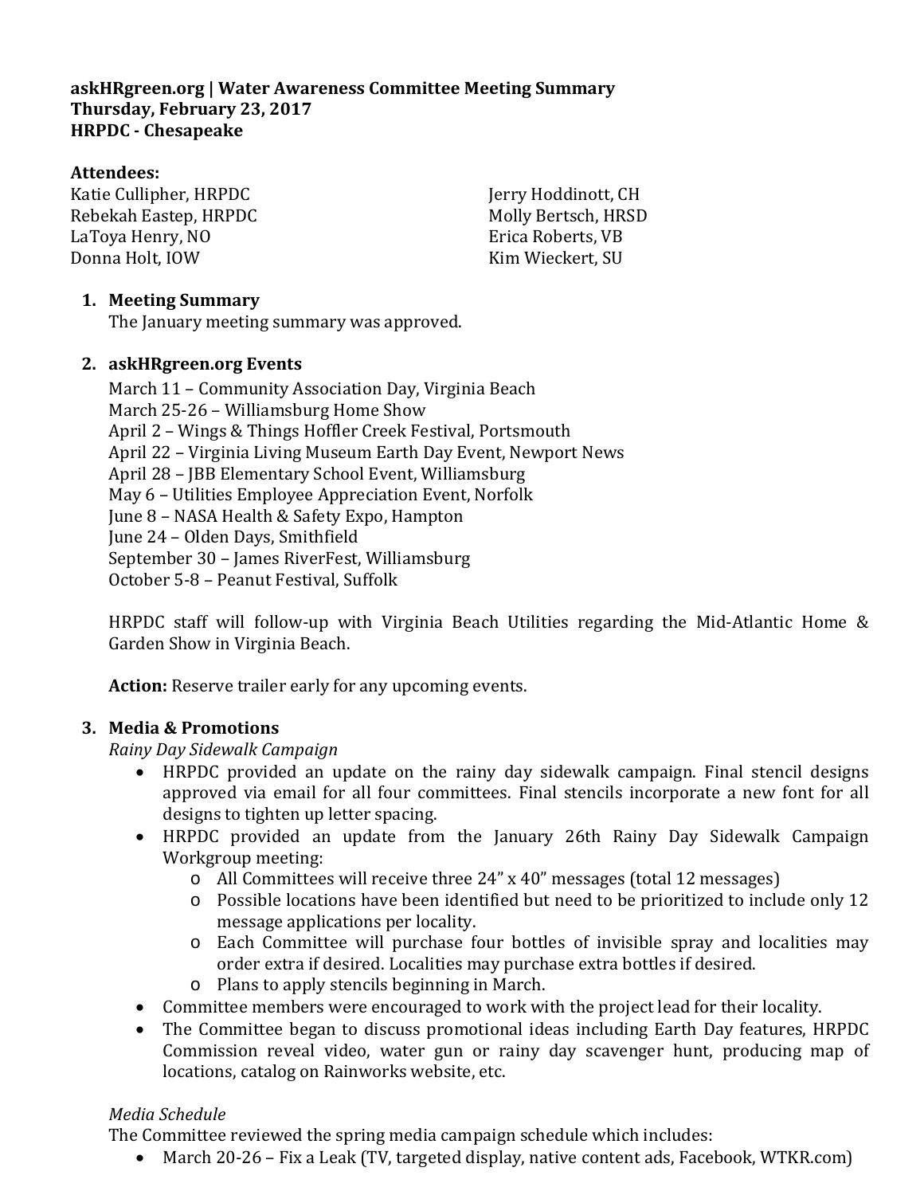**askHRgreen.org | Water Awareness Committee Meeting Summary**
**Thursday, February 23, 2017**
**HRPDC - Chesapeake**

**Attendees:**

Katie Cullipher, HRPDC
Rebekah Eastep, HRPDC
LaToya Henry, NO
Donna Holt, IOW
Jerry Hoddinott, CH
Molly Bertsch, HRSD
Erica Roberts, VB
Kim Wieckert, SU

1. **Meeting Summary**

   The January meeting summary was approved.

2. **askHRgreen.org Events**

   March 11 – Community Association Day, Virginia Beach
   March 25-26 – Williamsburg Home Show
   April 2 – Wings & Things Hoffler Creek Festival, Portsmouth
   April 22 – Virginia Living Museum Earth Day Event, Newport News
   April 28 – JBB Elementary School Event, Williamsburg
   May 6 – Utilities Employee Appreciation Event, Norfolk
   June 8 – NASA Health & Safety Expo, Hampton
   June 24 – Olden Days, Smithfield
   September 30 – James RiverFest, Williamsburg
   October 5-8 – Peanut Festival, Suffolk

   HRPDC staff will follow-up with Virginia Beach Utilities regarding the Mid-Atlantic Home & Garden Show in Virginia Beach.

   **Action:** Reserve trailer early for any upcoming events.

3. **Media & Promotions**

   *Rainy Day Sidewalk Campaign*

   - HRPDC provided an update on the rainy day sidewalk campaign. Final stencil designs approved via email for all four committees. Final stencils incorporate a new font for all designs to tighten up letter spacing.
   - HRPDC provided an update from the January 26th Rainy Day Sidewalk Campaign Workgroup meeting:
     - All Committees will receive three 24" x 40" messages (total 12 messages)
     - Possible locations have been identified but need to be prioritized to include only 12 message applications per locality.
     - Each Committee will purchase four bottles of invisible spray and localities may order extra if desired. Localities may purchase extra bottles if desired.
     - Plans to apply stencils beginning in March.
   - Committee members were encouraged to work with the project lead for their locality.
   - The Committee began to discuss promotional ideas including Earth Day features, HRPDC Commission reveal video, water gun or rainy day scavenger hunt, producing map of locations, catalog on Rainworks website, etc.

   *Media Schedule*

   The Committee reviewed the spring media campaign schedule which includes:

   - March 20-26 – Fix a Leak (TV, targeted display, native content ads, Facebook, WTKR.com)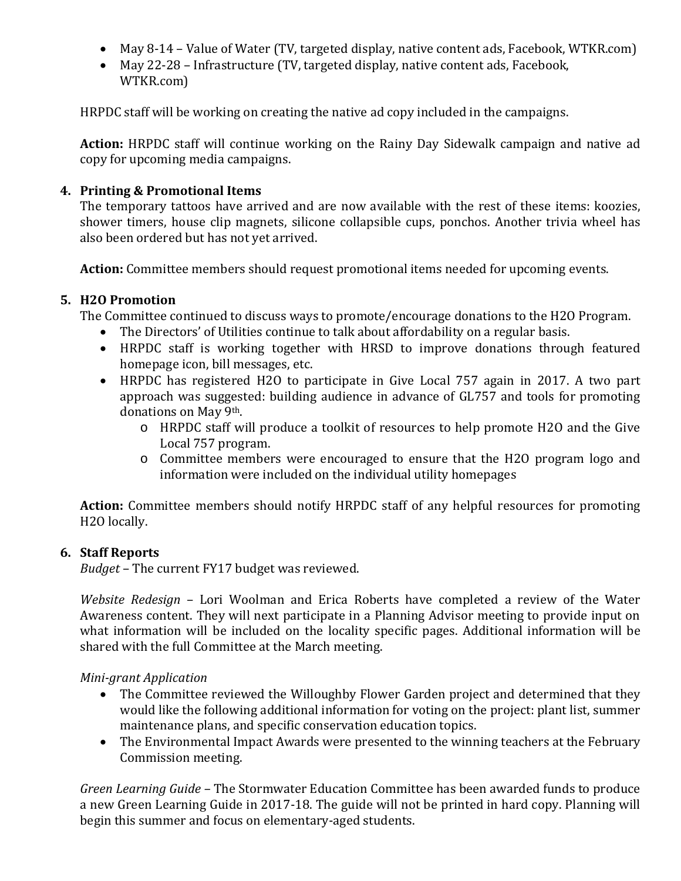- May 8-14 – Value of Water (TV, targeted display, native content ads, Facebook, WTKR.com)
- May 22-28 – Infrastructure (TV, targeted display, native content ads, Facebook, WTKR.com)

HRPDC staff will be working on creating the native ad copy included in the campaigns.

**Action:** HRPDC staff will continue working on the Rainy Day Sidewalk campaign and native ad copy for upcoming media campaigns.

**4. Printing & Promotional Items**

The temporary tattoos have arrived and are now available with the rest of these items: koozies, shower timers, house clip magnets, silicone collapsible cups, ponchos. Another trivia wheel has also been ordered but has not yet arrived.

**Action:** Committee members should request promotional items needed for upcoming events.

**5. H2O Promotion**

The Committee continued to discuss ways to promote/encourage donations to the H2O Program.

- The Directors' of Utilities continue to talk about affordability on a regular basis.
- HRPDC staff is working together with HRSD to improve donations through featured homepage icon, bill messages, etc.
- HRPDC has registered H2O to participate in Give Local 757 again in 2017. A two part approach was suggested: building audience in advance of GL757 and tools for promoting donations on May 9th.
  - HRPDC staff will produce a toolkit of resources to help promote H2O and the Give Local 757 program.
  - Committee members were encouraged to ensure that the H2O program logo and information were included on the individual utility homepages

**Action:** Committee members should notify HRPDC staff of any helpful resources for promoting H2O locally.

**6. Staff Reports**

*Budget* – The current FY17 budget was reviewed.

*Website Redesign* – Lori Woolman and Erica Roberts have completed a review of the Water Awareness content. They will next participate in a Planning Advisor meeting to provide input on what information will be included on the locality specific pages. Additional information will be shared with the full Committee at the March meeting.

*Mini-grant Application*

- The Committee reviewed the Willoughby Flower Garden project and determined that they would like the following additional information for voting on the project: plant list, summer maintenance plans, and specific conservation education topics.
- The Environmental Impact Awards were presented to the winning teachers at the February Commission meeting.

*Green Learning Guide* – The Stormwater Education Committee has been awarded funds to produce a new Green Learning Guide in 2017-18. The guide will not be printed in hard copy. Planning will begin this summer and focus on elementary-aged students.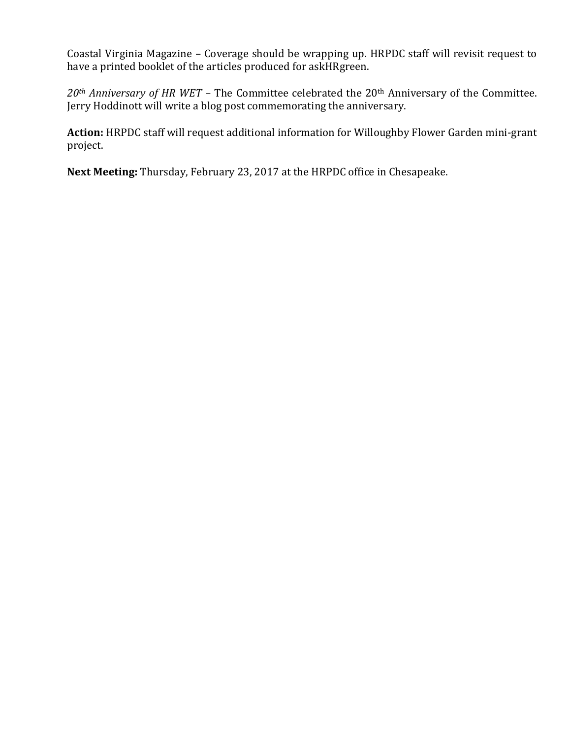Coastal Virginia Magazine – Coverage should be wrapping up. HRPDC staff will revisit request to have a printed booklet of the articles produced for askHRgreen.

*20th Anniversary of HR WET* – The Committee celebrated the 20th Anniversary of the Committee. Jerry Hoddinott will write a blog post commemorating the anniversary.

**Action:** HRPDC staff will request additional information for Willoughby Flower Garden mini-grant project.

**Next Meeting:** Thursday, February 23, 2017 at the HRPDC office in Chesapeake.